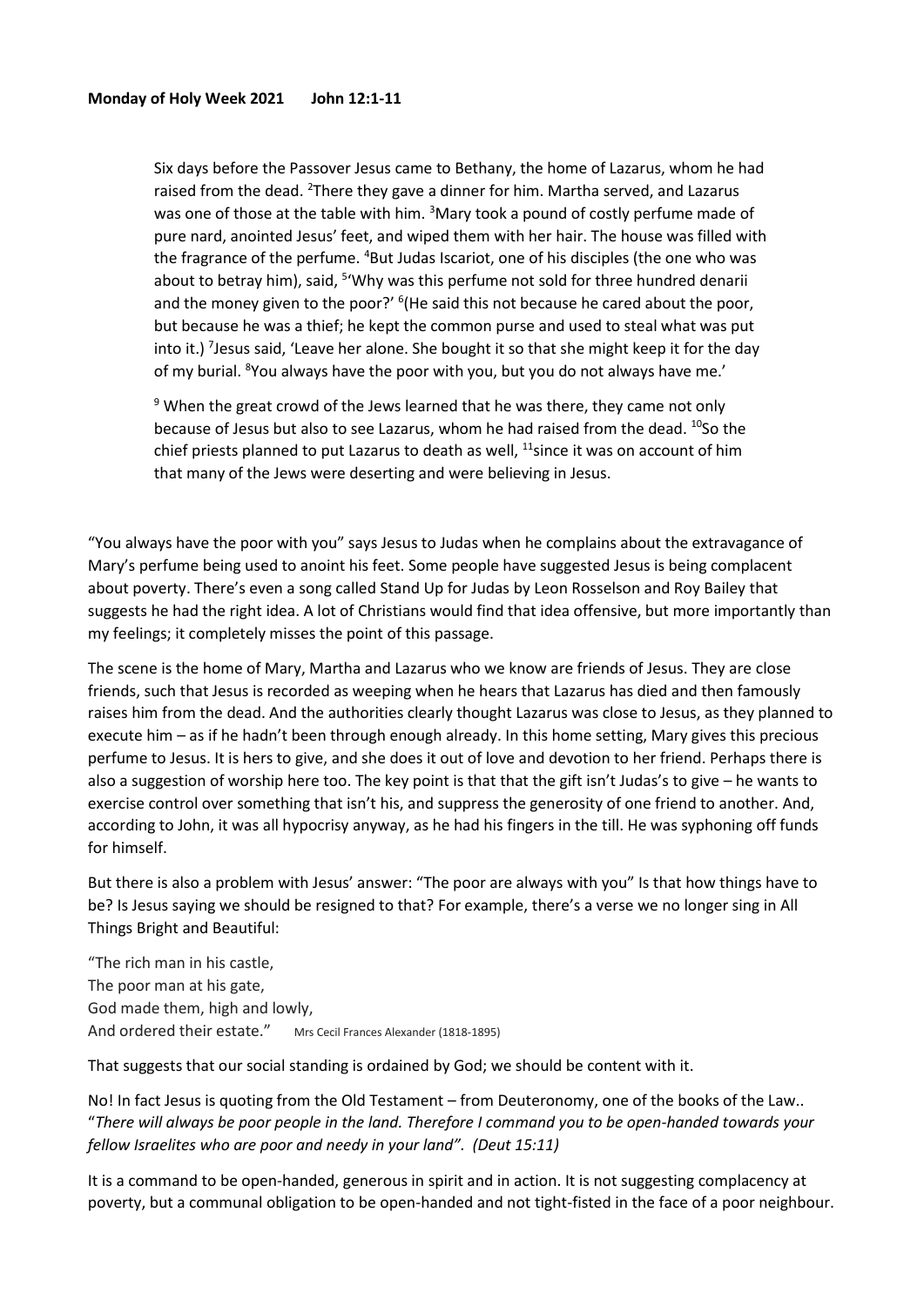**Monday of Holy Week 2021    John 12:1-11**

> Six days before the Passover Jesus came to Bethany, the home of Lazarus, whom he had raised from the dead. [2]There they gave a dinner for him. Martha served, and Lazarus was one of those at the table with him. [3]Mary took a pound of costly perfume made of pure nard, anointed Jesus' feet, and wiped them with her hair. The house was filled with the fragrance of the perfume. [4]But Judas Iscariot, one of his disciples (the one who was about to betray him), said, [5]'Why was this perfume not sold for three hundred denarii and the money given to the poor?' [6](He said this not because he cared about the poor, but because he was a thief; he kept the common purse and used to steal what was put into it.) [7]Jesus said, 'Leave her alone. She bought it so that she might keep it for the day of my burial. [8]You always have the poor with you, but you do not always have me.'
>
> [9] When the great crowd of the Jews learned that he was there, they came not only because of Jesus but also to see Lazarus, whom he had raised from the dead. [10]So the chief priests planned to put Lazarus to death as well, [11]since it was on account of him that many of the Jews were deserting and were believing in Jesus.

"You always have the poor with you" says Jesus to Judas when he complains about the extravagance of Mary's perfume being used to anoint his feet. Some people have suggested Jesus is being complacent about poverty. There's even a song called Stand Up for Judas by Leon Rosselson and Roy Bailey that suggests he had the right idea. A lot of Christians would find that idea offensive, but more importantly than my feelings; it completely misses the point of this passage.

The scene is the home of Mary, Martha and Lazarus who we know are friends of Jesus. They are close friends, such that Jesus is recorded as weeping when he hears that Lazarus has died and then famously raises him from the dead. And the authorities clearly thought Lazarus was close to Jesus, as they planned to execute him – as if he hadn't been through enough already. In this home setting, Mary gives this precious perfume to Jesus. It is hers to give, and she does it out of love and devotion to her friend. Perhaps there is also a suggestion of worship here too. The key point is that that the gift isn't Judas's to give – he wants to exercise control over something that isn't his, and suppress the generosity of one friend to another. And, according to John, it was all hypocrisy anyway, as he had his fingers in the till. He was syphoning off funds for himself.

But there is also a problem with Jesus' answer: "The poor are always with you" Is that how things have to be? Is Jesus saying we should be resigned to that? For example, there's a verse we no longer sing in All Things Bright and Beautiful:

"The rich man in his castle,  
The poor man at his gate,  
God made them, high and lowly,  
And ordered their estate."    Mrs Cecil Frances Alexander (1818-1895)

That suggests that our social standing is ordained by God; we should be content with it.

No! In fact Jesus is quoting from the Old Testament – from Deuteronomy, one of the books of the Law.. "*There will always be poor people in the land. Therefore I command you to be open-handed towards your fellow Israelites who are poor and needy in your land". (Deut 15:11)*

It is a command to be open-handed, generous in spirit and in action. It is not suggesting complacency at poverty, but a communal obligation to be open-handed and not tight-fisted in the face of a poor neighbour.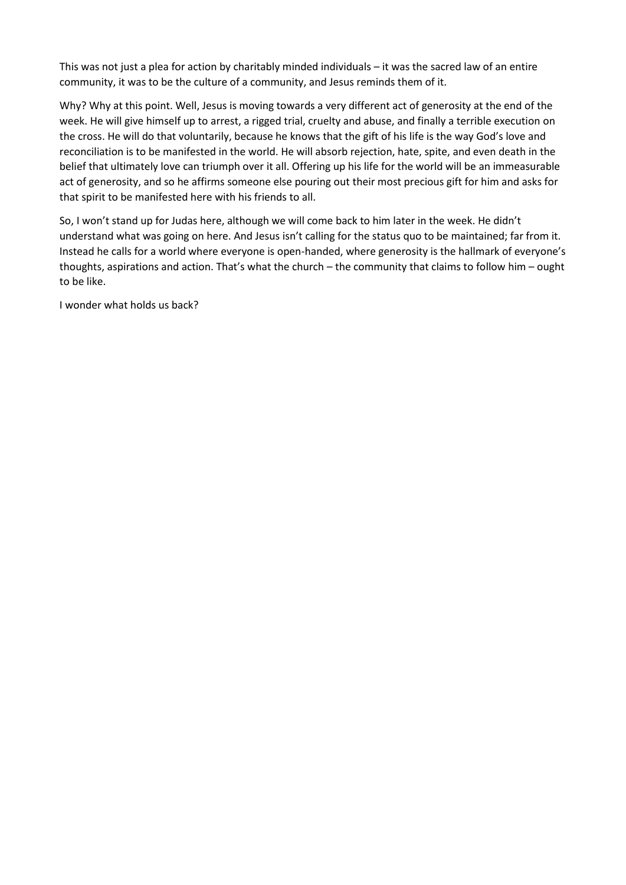This was not just a plea for action by charitably minded individuals – it was the sacred law of an entire community, it was to be the culture of a community, and Jesus reminds them of it.

Why? Why at this point. Well, Jesus is moving towards a very different act of generosity at the end of the week. He will give himself up to arrest, a rigged trial, cruelty and abuse, and finally a terrible execution on the cross. He will do that voluntarily, because he knows that the gift of his life is the way God's love and reconciliation is to be manifested in the world. He will absorb rejection, hate, spite, and even death in the belief that ultimately love can triumph over it all. Offering up his life for the world will be an immeasurable act of generosity, and so he affirms someone else pouring out their most precious gift for him and asks for that spirit to be manifested here with his friends to all.

So, I won't stand up for Judas here, although we will come back to him later in the week. He didn't understand what was going on here. And Jesus isn't calling for the status quo to be maintained; far from it. Instead he calls for a world where everyone is open-handed, where generosity is the hallmark of everyone's thoughts, aspirations and action. That's what the church – the community that claims to follow him – ought to be like.

I wonder what holds us back?